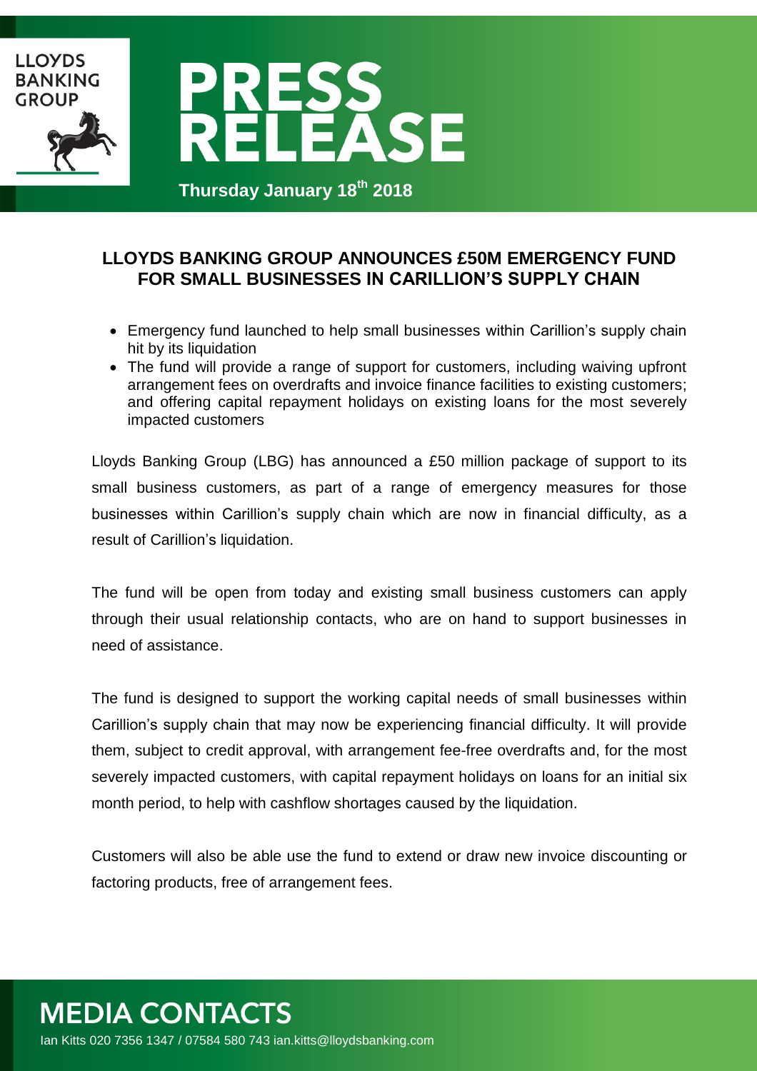LLOYDS BANKING GROUP

# PRESS RELEASE

**Thursday January 18th 2018**

## LLOYDS BANKING GROUP ANNOUNCES £50M EMERGENCY FUND FOR SMALL BUSINESSES IN CARILLION'S SUPPLY CHAIN

- Emergency fund launched to help small businesses within Carillion's supply chain hit by its liquidation
- The fund will provide a range of support for customers, including waiving upfront arrangement fees on overdrafts and invoice finance facilities to existing customers; and offering capital repayment holidays on existing loans for the most severely impacted customers

Lloyds Banking Group (LBG) has announced a £50 million package of support to its small business customers, as part of a range of emergency measures for those businesses within Carillion's supply chain which are now in financial difficulty, as a result of Carillion's liquidation.

The fund will be open from today and existing small business customers can apply through their usual relationship contacts, who are on hand to support businesses in need of assistance.

The fund is designed to support the working capital needs of small businesses within Carillion's supply chain that may now be experiencing financial difficulty. It will provide them, subject to credit approval, with arrangement fee-free overdrafts and, for the most severely impacted customers, with capital repayment holidays on loans for an initial six month period, to help with cashflow shortages caused by the liquidation.

Customers will also be able use the fund to extend or draw new invoice discounting or factoring products, free of arrangement fees.

## MEDIA CONTACTS

Ian Kitts 020 7356 1347 / 07584 580 743 ian.kitts@lloydsbanking.com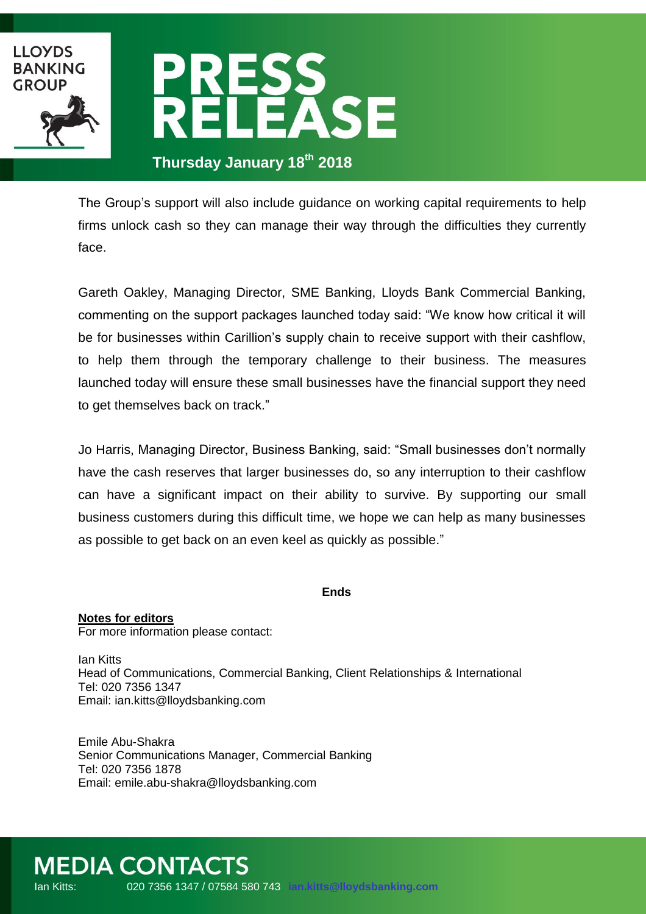The Group's support will also include guidance on working capital requirements to help firms unlock cash so they can manage their way through the difficulties they currently face.

Gareth Oakley, Managing Director, SME Banking, Lloyds Bank Commercial Banking, commenting on the support packages launched today said: "We know how critical it will be for businesses within Carillion's supply chain to receive support with their cashflow, to help them through the temporary challenge to their business. The measures launched today will ensure these small businesses have the financial support they need to get themselves back on track."

Jo Harris, Managing Director, Business Banking, said: "Small businesses don't normally have the cash reserves that larger businesses do, so any interruption to their cashflow can have a significant impact on their ability to survive. By supporting our small business customers during this difficult time, we hope we can help as many businesses as possible to get back on an even keel as quickly as possible."

**Ends**

**Notes for editors**
For more information please contact:

Ian Kitts
Head of Communications, Commercial Banking, Client Relationships & International
Tel: 020 7356 1347
Email: ian.kitts@lloydsbanking.com

Emile Abu-Shakra
Senior Communications Manager, Commercial Banking
Tel: 020 7356 1878
Email: emile.abu-shakra@lloydsbanking.com

## MEDIA CONTACTS

Ian Kitts: 020 7356 1347 / 07584 580 743 ian.kitts@lloydsbanking.com